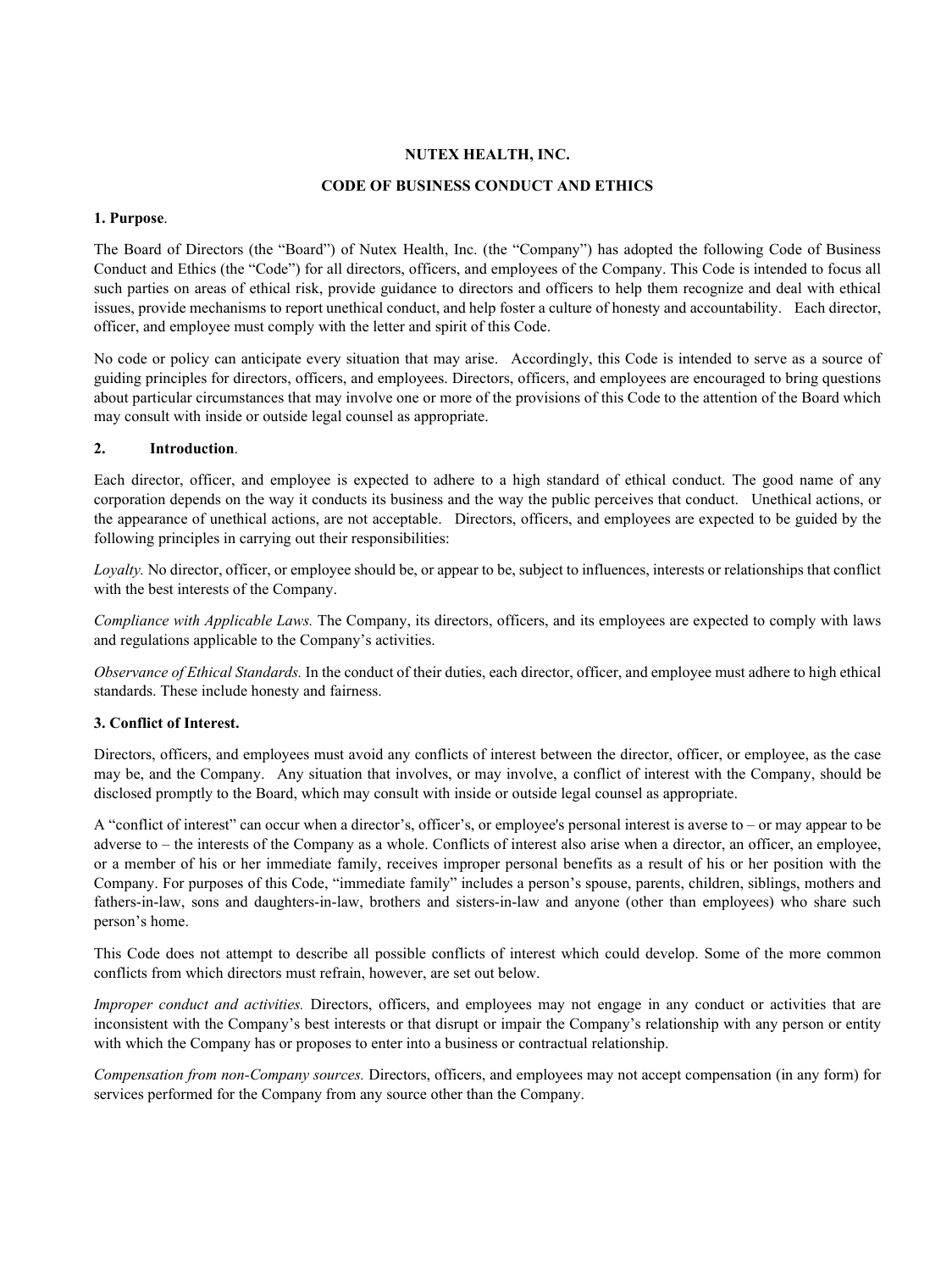**NUTEX HEALTH, INC.**

**CODE OF BUSINESS CONDUCT AND ETHICS**

**1. Purpose**.

The Board of Directors (the "Board") of Nutex Health, Inc. (the "Company") has adopted the following Code of Business Conduct and Ethics (the "Code") for all directors, officers, and employees of the Company. This Code is intended to focus all such parties on areas of ethical risk, provide guidance to directors and officers to help them recognize and deal with ethical issues, provide mechanisms to report unethical conduct, and help foster a culture of honesty and accountability. Each director, officer, and employee must comply with the letter and spirit of this Code.

No code or policy can anticipate every situation that may arise. Accordingly, this Code is intended to serve as a source of guiding principles for directors, officers, and employees. Directors, officers, and employees are encouraged to bring questions about particular circumstances that may involve one or more of the provisions of this Code to the attention of the Board which may consult with inside or outside legal counsel as appropriate.

**2. Introduction**.

Each director, officer, and employee is expected to adhere to a high standard of ethical conduct. The good name of any corporation depends on the way it conducts its business and the way the public perceives that conduct. Unethical actions, or the appearance of unethical actions, are not acceptable. Directors, officers, and employees are expected to be guided by the following principles in carrying out their responsibilities:

*Loyalty.* No director, officer, or employee should be, or appear to be, subject to influences, interests or relationships that conflict with the best interests of the Company.

*Compliance with Applicable Laws.* The Company, its directors, officers, and its employees are expected to comply with laws and regulations applicable to the Company's activities.

*Observance of Ethical Standards.* In the conduct of their duties, each director, officer, and employee must adhere to high ethical standards. These include honesty and fairness.

**3. Conflict of Interest.**

Directors, officers, and employees must avoid any conflicts of interest between the director, officer, or employee, as the case may be, and the Company. Any situation that involves, or may involve, a conflict of interest with the Company, should be disclosed promptly to the Board, which may consult with inside or outside legal counsel as appropriate.

A "conflict of interest" can occur when a director's, officer's, or employee's personal interest is averse to – or may appear to be adverse to – the interests of the Company as a whole. Conflicts of interest also arise when a director, an officer, an employee, or a member of his or her immediate family, receives improper personal benefits as a result of his or her position with the Company. For purposes of this Code, "immediate family" includes a person's spouse, parents, children, siblings, mothers and fathers-in-law, sons and daughters-in-law, brothers and sisters-in-law and anyone (other than employees) who share such person's home.

This Code does not attempt to describe all possible conflicts of interest which could develop. Some of the more common conflicts from which directors must refrain, however, are set out below.

*Improper conduct and activities.* Directors, officers, and employees may not engage in any conduct or activities that are inconsistent with the Company's best interests or that disrupt or impair the Company's relationship with any person or entity with which the Company has or proposes to enter into a business or contractual relationship.

*Compensation from non-Company sources.* Directors, officers, and employees may not accept compensation (in any form) for services performed for the Company from any source other than the Company.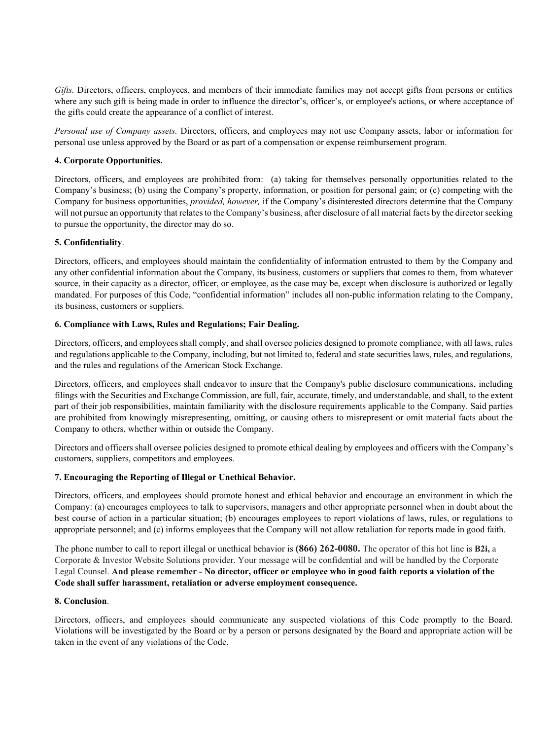*Gifts.* Directors, officers, employees, and members of their immediate families may not accept gifts from persons or entities where any such gift is being made in order to influence the director's, officer's, or employee's actions, or where acceptance of the gifts could create the appearance of a conflict of interest.

*Personal use of Company assets.* Directors, officers, and employees may not use Company assets, labor or information for personal use unless approved by the Board or as part of a compensation or expense reimbursement program.

**4. Corporate Opportunities.**

Directors, officers, and employees are prohibited from: (a) taking for themselves personally opportunities related to the Company's business; (b) using the Company's property, information, or position for personal gain; or (c) competing with the Company for business opportunities, *provided, however,* if the Company's disinterested directors determine that the Company will not pursue an opportunity that relates to the Company's business, after disclosure of all material facts by the director seeking to pursue the opportunity, the director may do so.

**5. Confidentiality**.

Directors, officers, and employees should maintain the confidentiality of information entrusted to them by the Company and any other confidential information about the Company, its business, customers or suppliers that comes to them, from whatever source, in their capacity as a director, officer, or employee, as the case may be, except when disclosure is authorized or legally mandated. For purposes of this Code, "confidential information" includes all non-public information relating to the Company, its business, customers or suppliers.

**6. Compliance with Laws, Rules and Regulations; Fair Dealing.**

Directors, officers, and employees shall comply, and shall oversee policies designed to promote compliance, with all laws, rules and regulations applicable to the Company, including, but not limited to, federal and state securities laws, rules, and regulations, and the rules and regulations of the American Stock Exchange.

Directors, officers, and employees shall endeavor to insure that the Company's public disclosure communications, including filings with the Securities and Exchange Commission, are full, fair, accurate, timely, and understandable, and shall, to the extent part of their job responsibilities, maintain familiarity with the disclosure requirements applicable to the Company. Said parties are prohibited from knowingly misrepresenting, omitting, or causing others to misrepresent or omit material facts about the Company to others, whether within or outside the Company.

Directors and officers shall oversee policies designed to promote ethical dealing by employees and officers with the Company's customers, suppliers, competitors and employees.

**7. Encouraging the Reporting of Illegal or Unethical Behavior.**

Directors, officers, and employees should promote honest and ethical behavior and encourage an environment in which the Company: (a) encourages employees to talk to supervisors, managers and other appropriate personnel when in doubt about the best course of action in a particular situation; (b) encourages employees to report violations of laws, rules, or regulations to appropriate personnel; and (c) informs employees that the Company will not allow retaliation for reports made in good faith.

The phone number to call to report illegal or unethical behavior is **(866) 262-0080.** The operator of this hot line is **B2i,** a Corporate & Investor Website Solutions provider. Your message will be confidential and will be handled by the Corporate Legal Counsel. **And please remember - No director, officer or employee who in good faith reports a violation of the Code shall suffer harassment, retaliation or adverse employment consequence.**

**8. Conclusion**.

Directors, officers, and employees should communicate any suspected violations of this Code promptly to the Board. Violations will be investigated by the Board or by a person or persons designated by the Board and appropriate action will be taken in the event of any violations of the Code.